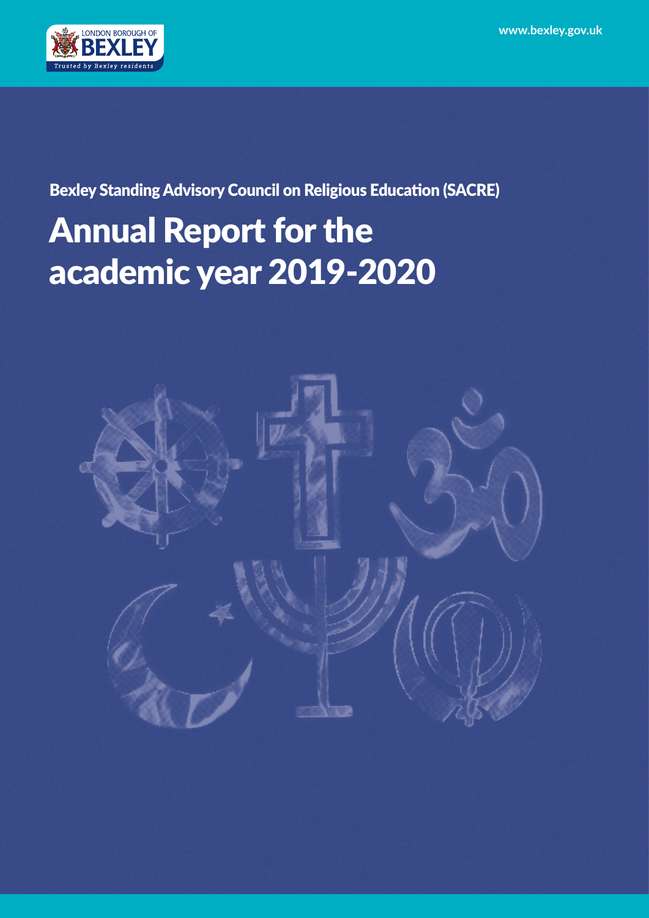LONDON BOROUGH OF BEXLEY

Trusted by Bexley residents

www.bexley.gov.uk

**Bexley Standing Advisory Council on Religious Education (SACRE)**

# Annual Report for the academic year 2019-2020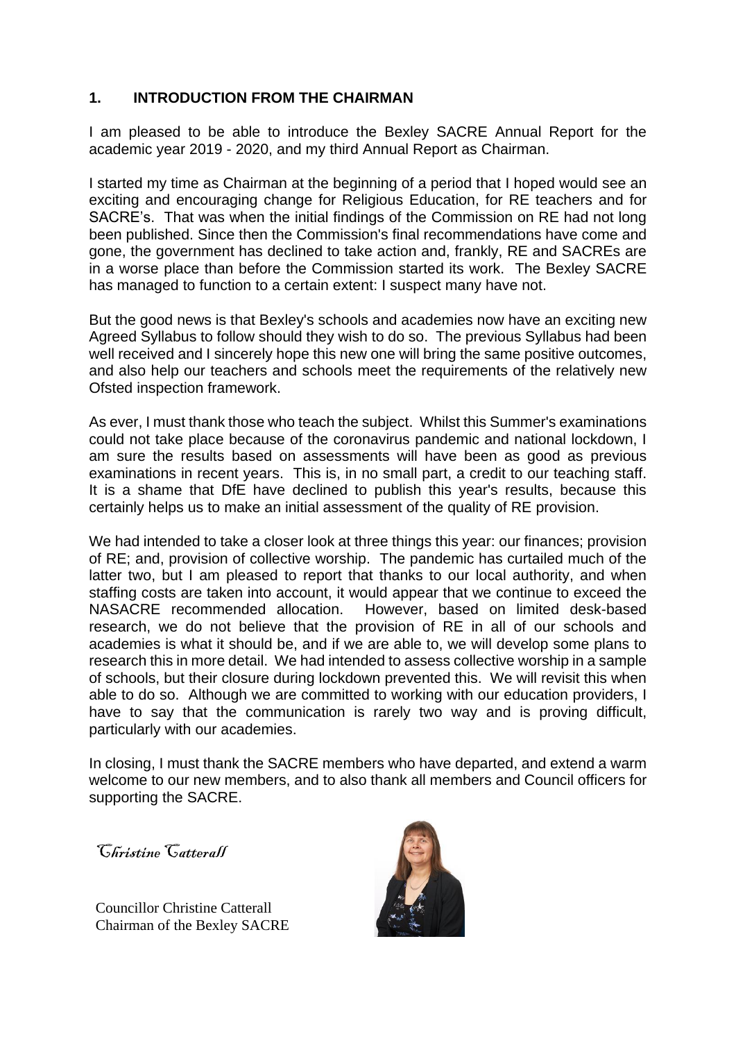## 1. INTRODUCTION FROM THE CHAIRMAN

I am pleased to be able to introduce the Bexley SACRE Annual Report for the academic year 2019 - 2020, and my third Annual Report as Chairman.

I started my time as Chairman at the beginning of a period that I hoped would see an exciting and encouraging change for Religious Education, for RE teachers and for SACRE's. That was when the initial findings of the Commission on RE had not long been published. Since then the Commission's final recommendations have come and gone, the government has declined to take action and, frankly, RE and SACREs are in a worse place than before the Commission started its work. The Bexley SACRE has managed to function to a certain extent: I suspect many have not.

But the good news is that Bexley's schools and academies now have an exciting new Agreed Syllabus to follow should they wish to do so. The previous Syllabus had been well received and I sincerely hope this new one will bring the same positive outcomes, and also help our teachers and schools meet the requirements of the relatively new Ofsted inspection framework.

As ever, I must thank those who teach the subject. Whilst this Summer's examinations could not take place because of the coronavirus pandemic and national lockdown, I am sure the results based on assessments will have been as good as previous examinations in recent years. This is, in no small part, a credit to our teaching staff. It is a shame that DfE have declined to publish this year's results, because this certainly helps us to make an initial assessment of the quality of RE provision.

We had intended to take a closer look at three things this year: our finances; provision of RE; and, provision of collective worship. The pandemic has curtailed much of the latter two, but I am pleased to report that thanks to our local authority, and when staffing costs are taken into account, it would appear that we continue to exceed the NASACRE recommended allocation. However, based on limited desk-based research, we do not believe that the provision of RE in all of our schools and academies is what it should be, and if we are able to, we will develop some plans to research this in more detail. We had intended to assess collective worship in a sample of schools, but their closure during lockdown prevented this. We will revisit this when able to do so. Although we are committed to working with our education providers, I have to say that the communication is rarely two way and is proving difficult, particularly with our academies.

In closing, I must thank the SACRE members who have departed, and extend a warm welcome to our new members, and to also thank all members and Council officers for supporting the SACRE.

*Christine Catterall*

Councillor Christine Catterall
Chairman of the Bexley SACRE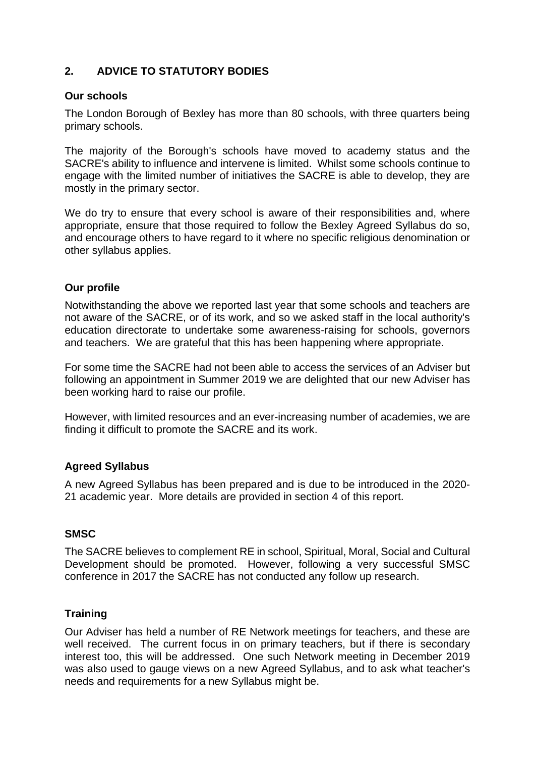## 2. ADVICE TO STATUTORY BODIES

### Our schools

The London Borough of Bexley has more than 80 schools, with three quarters being primary schools.

The majority of the Borough's schools have moved to academy status and the SACRE's ability to influence and intervene is limited. Whilst some schools continue to engage with the limited number of initiatives the SACRE is able to develop, they are mostly in the primary sector.

We do try to ensure that every school is aware of their responsibilities and, where appropriate, ensure that those required to follow the Bexley Agreed Syllabus do so, and encourage others to have regard to it where no specific religious denomination or other syllabus applies.

### Our profile

Notwithstanding the above we reported last year that some schools and teachers are not aware of the SACRE, or of its work, and so we asked staff in the local authority's education directorate to undertake some awareness-raising for schools, governors and teachers. We are grateful that this has been happening where appropriate.

For some time the SACRE had not been able to access the services of an Adviser but following an appointment in Summer 2019 we are delighted that our new Adviser has been working hard to raise our profile.

However, with limited resources and an ever-increasing number of academies, we are finding it difficult to promote the SACRE and its work.

### Agreed Syllabus

A new Agreed Syllabus has been prepared and is due to be introduced in the 2020-21 academic year. More details are provided in section 4 of this report.

### SMSC

The SACRE believes to complement RE in school, Spiritual, Moral, Social and Cultural Development should be promoted. However, following a very successful SMSC conference in 2017 the SACRE has not conducted any follow up research.

### Training

Our Adviser has held a number of RE Network meetings for teachers, and these are well received. The current focus in on primary teachers, but if there is secondary interest too, this will be addressed. One such Network meeting in December 2019 was also used to gauge views on a new Agreed Syllabus, and to ask what teacher's needs and requirements for a new Syllabus might be.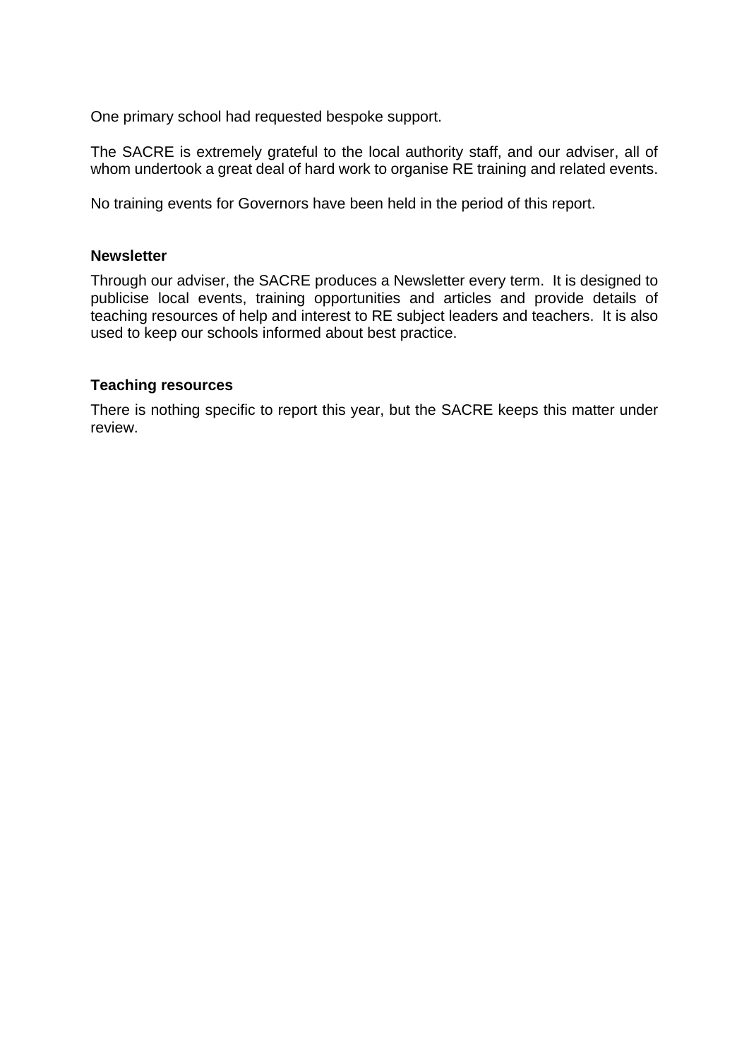One primary school had requested bespoke support.

The SACRE is extremely grateful to the local authority staff, and our adviser, all of whom undertook a great deal of hard work to organise RE training and related events.

No training events for Governors have been held in the period of this report.

**Newsletter**

Through our adviser, the SACRE produces a Newsletter every term. It is designed to publicise local events, training opportunities and articles and provide details of teaching resources of help and interest to RE subject leaders and teachers. It is also used to keep our schools informed about best practice.

**Teaching resources**

There is nothing specific to report this year, but the SACRE keeps this matter under review.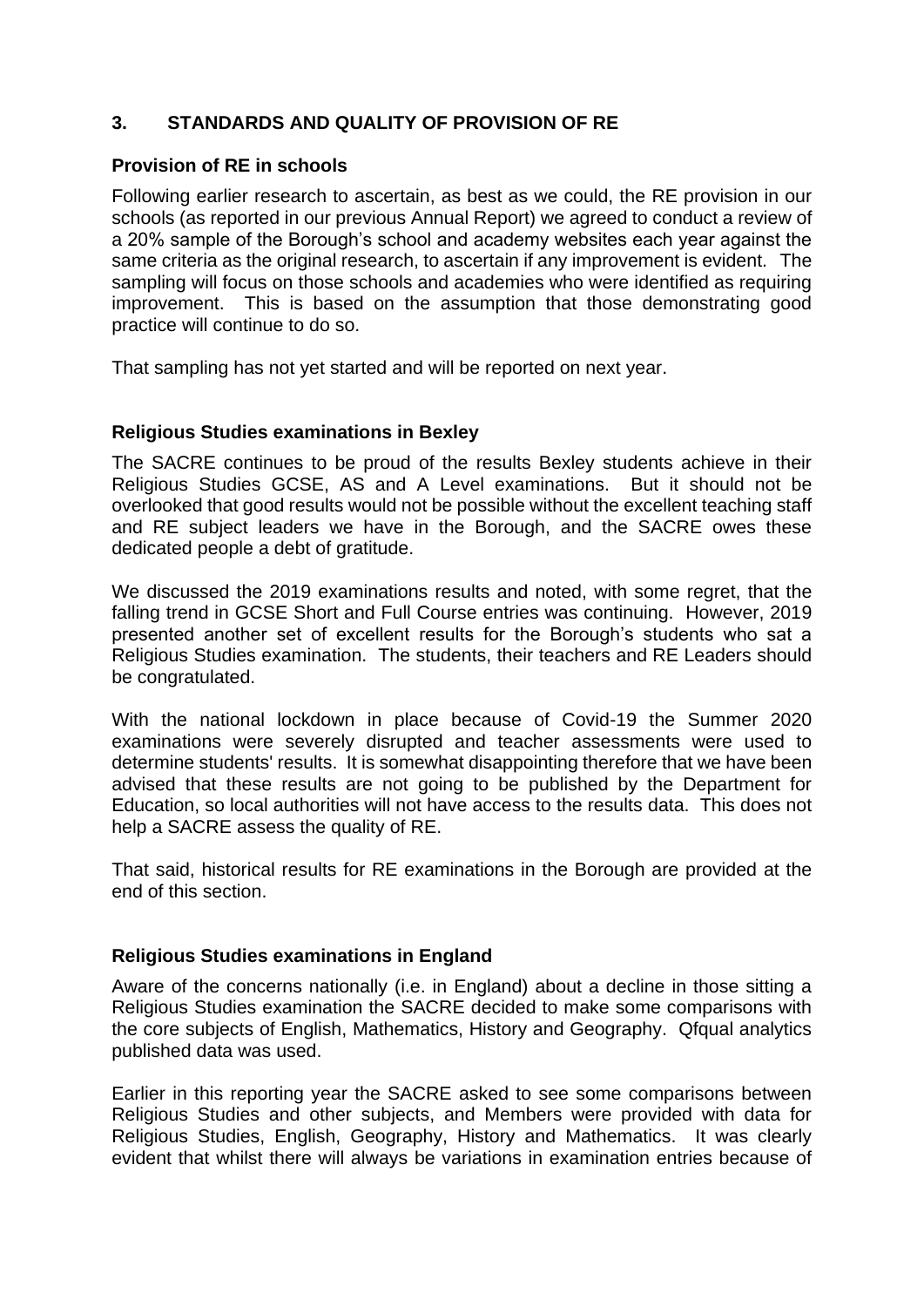## 3. STANDARDS AND QUALITY OF PROVISION OF RE

### Provision of RE in schools

Following earlier research to ascertain, as best as we could, the RE provision in our schools (as reported in our previous Annual Report) we agreed to conduct a review of a 20% sample of the Borough's school and academy websites each year against the same criteria as the original research, to ascertain if any improvement is evident. The sampling will focus on those schools and academies who were identified as requiring improvement. This is based on the assumption that those demonstrating good practice will continue to do so.

That sampling has not yet started and will be reported on next year.

### Religious Studies examinations in Bexley

The SACRE continues to be proud of the results Bexley students achieve in their Religious Studies GCSE, AS and A Level examinations. But it should not be overlooked that good results would not be possible without the excellent teaching staff and RE subject leaders we have in the Borough, and the SACRE owes these dedicated people a debt of gratitude.

We discussed the 2019 examinations results and noted, with some regret, that the falling trend in GCSE Short and Full Course entries was continuing. However, 2019 presented another set of excellent results for the Borough's students who sat a Religious Studies examination. The students, their teachers and RE Leaders should be congratulated.

With the national lockdown in place because of Covid-19 the Summer 2020 examinations were severely disrupted and teacher assessments were used to determine students' results. It is somewhat disappointing therefore that we have been advised that these results are not going to be published by the Department for Education, so local authorities will not have access to the results data. This does not help a SACRE assess the quality of RE.

That said, historical results for RE examinations in the Borough are provided at the end of this section.

### Religious Studies examinations in England

Aware of the concerns nationally (i.e. in England) about a decline in those sitting a Religious Studies examination the SACRE decided to make some comparisons with the core subjects of English, Mathematics, History and Geography. Qfqual analytics published data was used.

Earlier in this reporting year the SACRE asked to see some comparisons between Religious Studies and other subjects, and Members were provided with data for Religious Studies, English, Geography, History and Mathematics. It was clearly evident that whilst there will always be variations in examination entries because of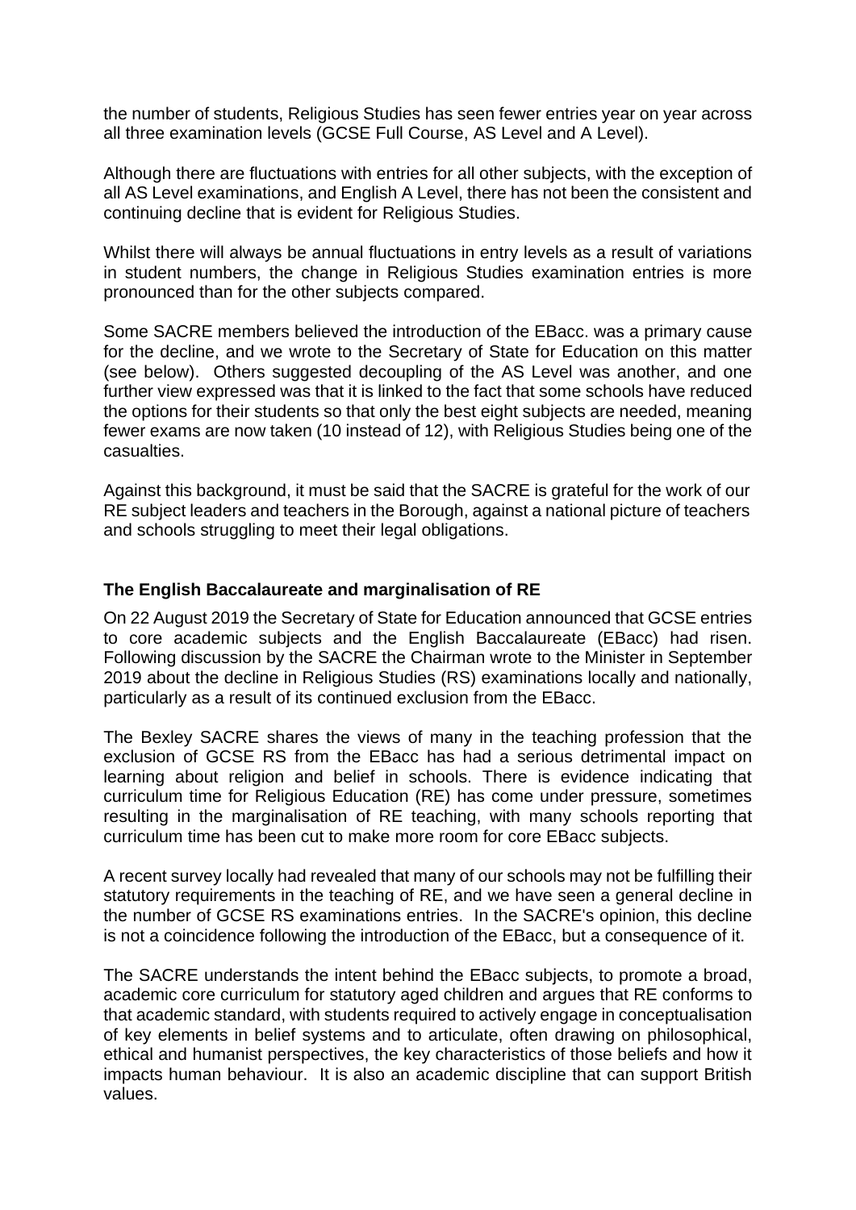the number of students, Religious Studies has seen fewer entries year on year across all three examination levels (GCSE Full Course, AS Level and A Level).

Although there are fluctuations with entries for all other subjects, with the exception of all AS Level examinations, and English A Level, there has not been the consistent and continuing decline that is evident for Religious Studies.

Whilst there will always be annual fluctuations in entry levels as a result of variations in student numbers, the change in Religious Studies examination entries is more pronounced than for the other subjects compared.

Some SACRE members believed the introduction of the EBacc. was a primary cause for the decline, and we wrote to the Secretary of State for Education on this matter (see below). Others suggested decoupling of the AS Level was another, and one further view expressed was that it is linked to the fact that some schools have reduced the options for their students so that only the best eight subjects are needed, meaning fewer exams are now taken (10 instead of 12), with Religious Studies being one of the casualties.

Against this background, it must be said that the SACRE is grateful for the work of our RE subject leaders and teachers in the Borough, against a national picture of teachers and schools struggling to meet their legal obligations.

**The English Baccalaureate and marginalisation of RE**

On 22 August 2019 the Secretary of State for Education announced that GCSE entries to core academic subjects and the English Baccalaureate (EBacc) had risen. Following discussion by the SACRE the Chairman wrote to the Minister in September 2019 about the decline in Religious Studies (RS) examinations locally and nationally, particularly as a result of its continued exclusion from the EBacc.

The Bexley SACRE shares the views of many in the teaching profession that the exclusion of GCSE RS from the EBacc has had a serious detrimental impact on learning about religion and belief in schools. There is evidence indicating that curriculum time for Religious Education (RE) has come under pressure, sometimes resulting in the marginalisation of RE teaching, with many schools reporting that curriculum time has been cut to make more room for core EBacc subjects.

A recent survey locally had revealed that many of our schools may not be fulfilling their statutory requirements in the teaching of RE, and we have seen a general decline in the number of GCSE RS examinations entries. In the SACRE's opinion, this decline is not a coincidence following the introduction of the EBacc, but a consequence of it.

The SACRE understands the intent behind the EBacc subjects, to promote a broad, academic core curriculum for statutory aged children and argues that RE conforms to that academic standard, with students required to actively engage in conceptualisation of key elements in belief systems and to articulate, often drawing on philosophical, ethical and humanist perspectives, the key characteristics of those beliefs and how it impacts human behaviour. It is also an academic discipline that can support British values.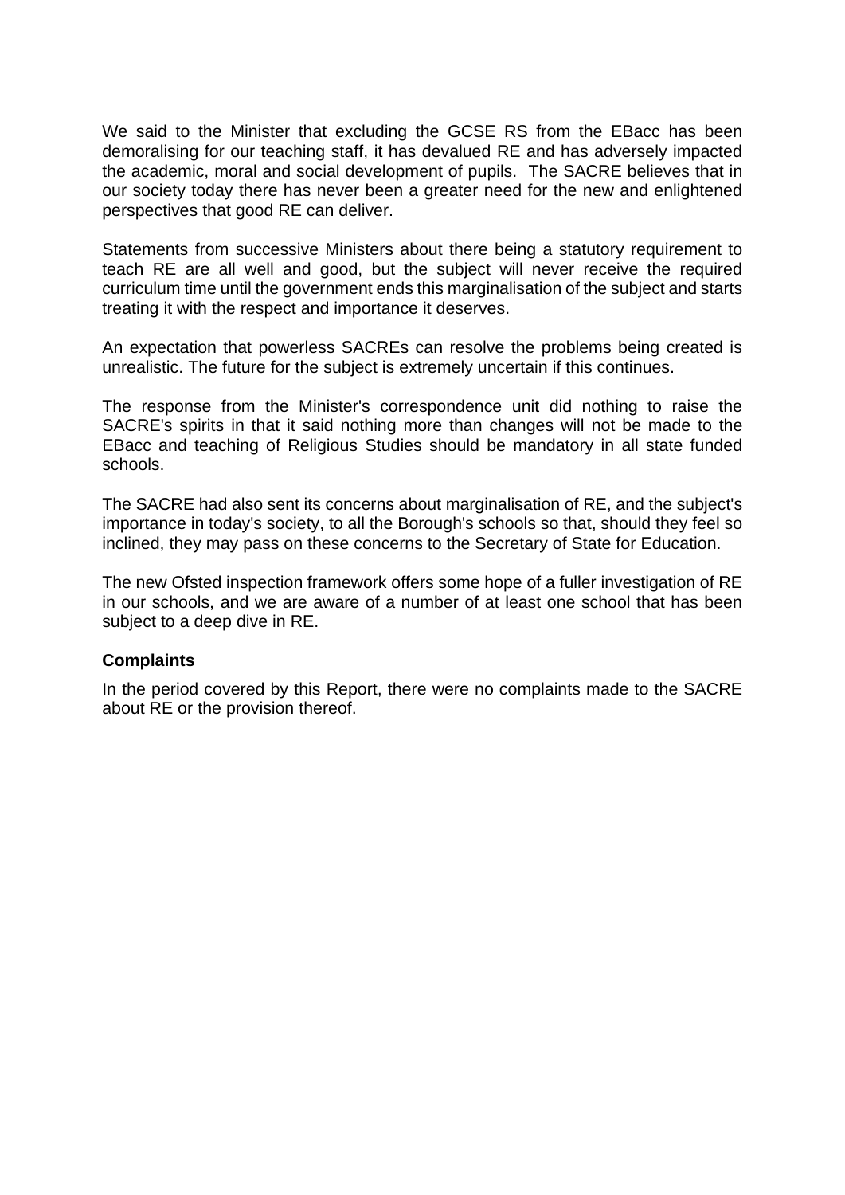We said to the Minister that excluding the GCSE RS from the EBacc has been demoralising for our teaching staff, it has devalued RE and has adversely impacted the academic, moral and social development of pupils. The SACRE believes that in our society today there has never been a greater need for the new and enlightened perspectives that good RE can deliver.

Statements from successive Ministers about there being a statutory requirement to teach RE are all well and good, but the subject will never receive the required curriculum time until the government ends this marginalisation of the subject and starts treating it with the respect and importance it deserves.

An expectation that powerless SACREs can resolve the problems being created is unrealistic. The future for the subject is extremely uncertain if this continues.

The response from the Minister's correspondence unit did nothing to raise the SACRE's spirits in that it said nothing more than changes will not be made to the EBacc and teaching of Religious Studies should be mandatory in all state funded schools.

The SACRE had also sent its concerns about marginalisation of RE, and the subject's importance in today's society, to all the Borough's schools so that, should they feel so inclined, they may pass on these concerns to the Secretary of State for Education.

The new Ofsted inspection framework offers some hope of a fuller investigation of RE in our schools, and we are aware of a number of at least one school that has been subject to a deep dive in RE.

**Complaints**

In the period covered by this Report, there were no complaints made to the SACRE about RE or the provision thereof.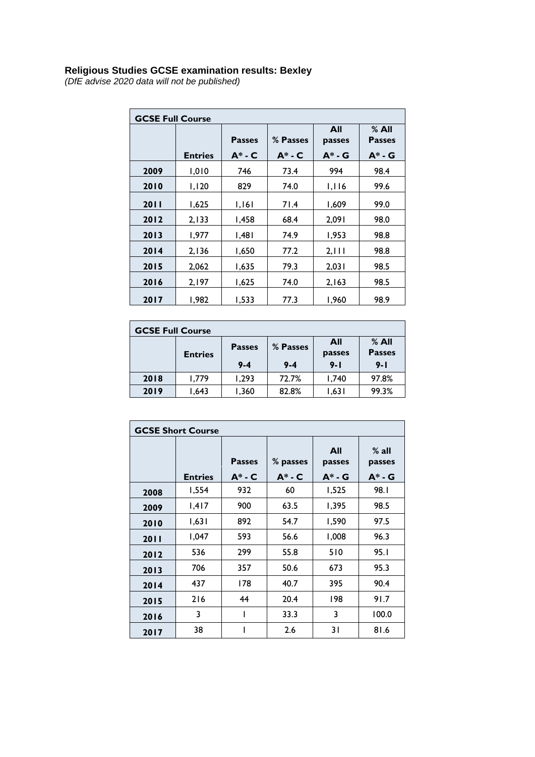**Religious Studies GCSE examination results: Bexley**

*(DfE advise 2020 data will not be published)*

| GCSE Full Course | | | | | |
|---|---|---|---|---|---|
| | Entries | Passes A* - C | % Passes A* - C | All passes A* - G | % All Passes A* - G |
| 2009 | 1,010 | 746 | 73.4 | 994 | 98.4 |
| 2010 | 1,120 | 829 | 74.0 | 1,116 | 99.6 |
| 2011 | 1,625 | 1,161 | 71.4 | 1,609 | 99.0 |
| 2012 | 2,133 | 1,458 | 68.4 | 2,091 | 98.0 |
| 2013 | 1,977 | 1,481 | 74.9 | 1,953 | 98.8 |
| 2014 | 2,136 | 1,650 | 77.2 | 2,111 | 98.8 |
| 2015 | 2,062 | 1,635 | 79.3 | 2,031 | 98.5 |
| 2016 | 2,197 | 1,625 | 74.0 | 2,163 | 98.5 |
| 2017 | 1,982 | 1,533 | 77.3 | 1,960 | 98.9 |

| GCSE Full Course | | | | | |
|---|---|---|---|---|---|
| | Entries | Passes 9-4 | % Passes 9-4 | All passes 9-1 | % All Passes 9-1 |
| 2018 | 1,779 | 1,293 | 72.7% | 1,740 | 97.8% |
| 2019 | 1,643 | 1,360 | 82.8% | 1,631 | 99.3% |

| GCSE Short Course | | | | | |
|---|---|---|---|---|---|
| | Entries | Passes A* - C | % passes A* - C | All passes A* - G | % all passes A* - G |
| 2008 | 1,554 | 932 | 60 | 1,525 | 98.1 |
| 2009 | 1,417 | 900 | 63.5 | 1,395 | 98.5 |
| 2010 | 1,631 | 892 | 54.7 | 1,590 | 97.5 |
| 2011 | 1,047 | 593 | 56.6 | 1,008 | 96.3 |
| 2012 | 536 | 299 | 55.8 | 510 | 95.1 |
| 2013 | 706 | 357 | 50.6 | 673 | 95.3 |
| 2014 | 437 | 178 | 40.7 | 395 | 90.4 |
| 2015 | 216 | 44 | 20.4 | 198 | 91.7 |
| 2016 | 3 | 1 | 33.3 | 3 | 100.0 |
| 2017 | 38 | 1 | 2.6 | 31 | 81.6 |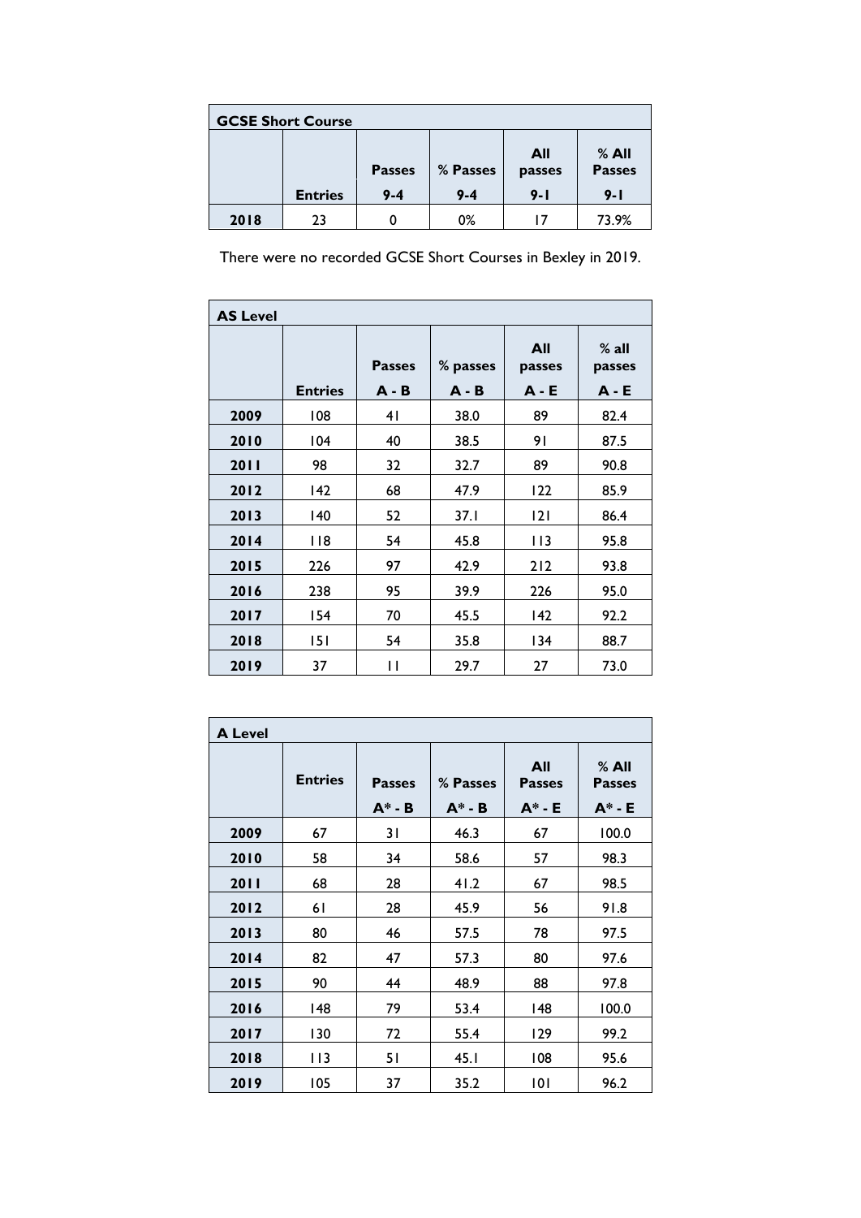| GCSE Short Course | | | | | |
|---|---|---|---|---|---|
| | Entries | Passes 9-4 | % Passes 9-4 | All passes 9-1 | % All Passes 9-1 |
| **2018** | 23 | 0 | 0% | 17 | 73.9% |

There were no recorded GCSE Short Courses in Bexley in 2019.

| AS Level | | | | | |
|---|---|---|---|---|---|
| | Entries | Passes A - B | % passes A - B | All passes A - E | % all passes A - E |
| **2009** | 108 | 41 | 38.0 | 89 | 82.4 |
| **2010** | 104 | 40 | 38.5 | 91 | 87.5 |
| **2011** | 98 | 32 | 32.7 | 89 | 90.8 |
| **2012** | 142 | 68 | 47.9 | 122 | 85.9 |
| **2013** | 140 | 52 | 37.1 | 121 | 86.4 |
| **2014** | 118 | 54 | 45.8 | 113 | 95.8 |
| **2015** | 226 | 97 | 42.9 | 212 | 93.8 |
| **2016** | 238 | 95 | 39.9 | 226 | 95.0 |
| **2017** | 154 | 70 | 45.5 | 142 | 92.2 |
| **2018** | 151 | 54 | 35.8 | 134 | 88.7 |
| **2019** | 37 | 11 | 29.7 | 27 | 73.0 |

| A Level | | | | | |
|---|---|---|---|---|---|
| | Entries | Passes A* - B | % Passes A* - B | All Passes A* - E | % All Passes A* - E |
| **2009** | 67 | 31 | 46.3 | 67 | 100.0 |
| **2010** | 58 | 34 | 58.6 | 57 | 98.3 |
| **2011** | 68 | 28 | 41.2 | 67 | 98.5 |
| **2012** | 61 | 28 | 45.9 | 56 | 91.8 |
| **2013** | 80 | 46 | 57.5 | 78 | 97.5 |
| **2014** | 82 | 47 | 57.3 | 80 | 97.6 |
| **2015** | 90 | 44 | 48.9 | 88 | 97.8 |
| **2016** | 148 | 79 | 53.4 | 148 | 100.0 |
| **2017** | 130 | 72 | 55.4 | 129 | 99.2 |
| **2018** | 113 | 51 | 45.1 | 108 | 95.6 |
| **2019** | 105 | 37 | 35.2 | 101 | 96.2 |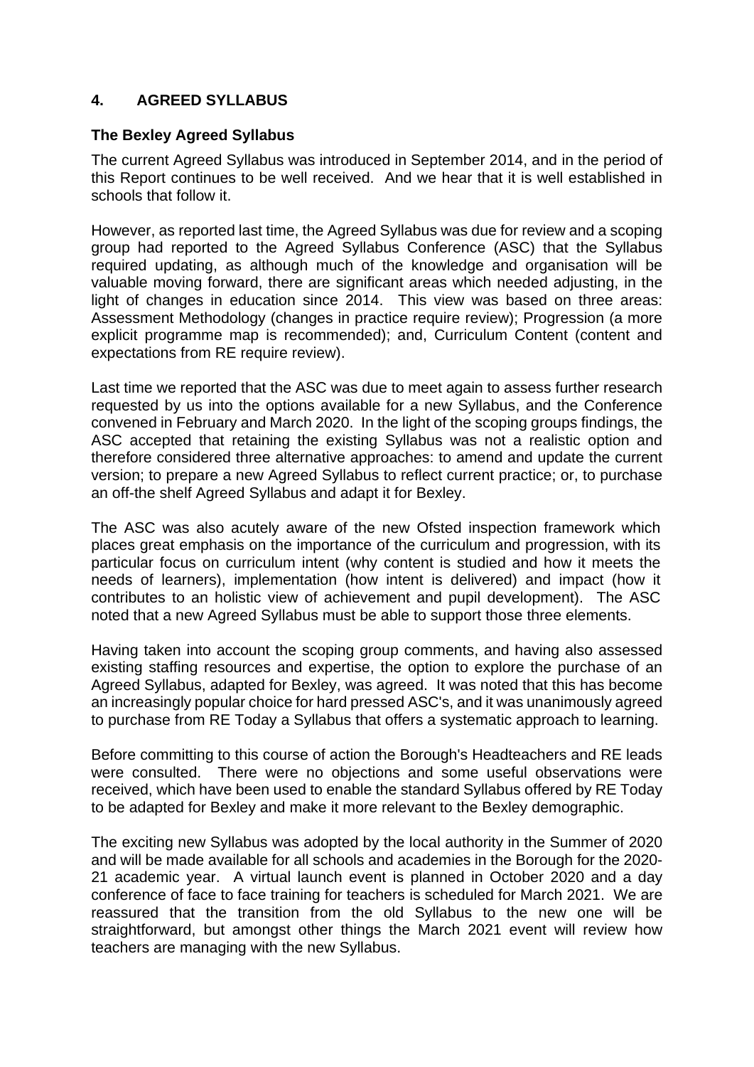## 4. AGREED SYLLABUS

### The Bexley Agreed Syllabus

The current Agreed Syllabus was introduced in September 2014, and in the period of this Report continues to be well received. And we hear that it is well established in schools that follow it.

However, as reported last time, the Agreed Syllabus was due for review and a scoping group had reported to the Agreed Syllabus Conference (ASC) that the Syllabus required updating, as although much of the knowledge and organisation will be valuable moving forward, there are significant areas which needed adjusting, in the light of changes in education since 2014. This view was based on three areas: Assessment Methodology (changes in practice require review); Progression (a more explicit programme map is recommended); and, Curriculum Content (content and expectations from RE require review).

Last time we reported that the ASC was due to meet again to assess further research requested by us into the options available for a new Syllabus, and the Conference convened in February and March 2020. In the light of the scoping groups findings, the ASC accepted that retaining the existing Syllabus was not a realistic option and therefore considered three alternative approaches: to amend and update the current version; to prepare a new Agreed Syllabus to reflect current practice; or, to purchase an off-the shelf Agreed Syllabus and adapt it for Bexley.

The ASC was also acutely aware of the new Ofsted inspection framework which places great emphasis on the importance of the curriculum and progression, with its particular focus on curriculum intent (why content is studied and how it meets the needs of learners), implementation (how intent is delivered) and impact (how it contributes to an holistic view of achievement and pupil development). The ASC noted that a new Agreed Syllabus must be able to support those three elements.

Having taken into account the scoping group comments, and having also assessed existing staffing resources and expertise, the option to explore the purchase of an Agreed Syllabus, adapted for Bexley, was agreed. It was noted that this has become an increasingly popular choice for hard pressed ASC's, and it was unanimously agreed to purchase from RE Today a Syllabus that offers a systematic approach to learning.

Before committing to this course of action the Borough's Headteachers and RE leads were consulted. There were no objections and some useful observations were received, which have been used to enable the standard Syllabus offered by RE Today to be adapted for Bexley and make it more relevant to the Bexley demographic.

The exciting new Syllabus was adopted by the local authority in the Summer of 2020 and will be made available for all schools and academies in the Borough for the 2020-21 academic year. A virtual launch event is planned in October 2020 and a day conference of face to face training for teachers is scheduled for March 2021. We are reassured that the transition from the old Syllabus to the new one will be straightforward, but amongst other things the March 2021 event will review how teachers are managing with the new Syllabus.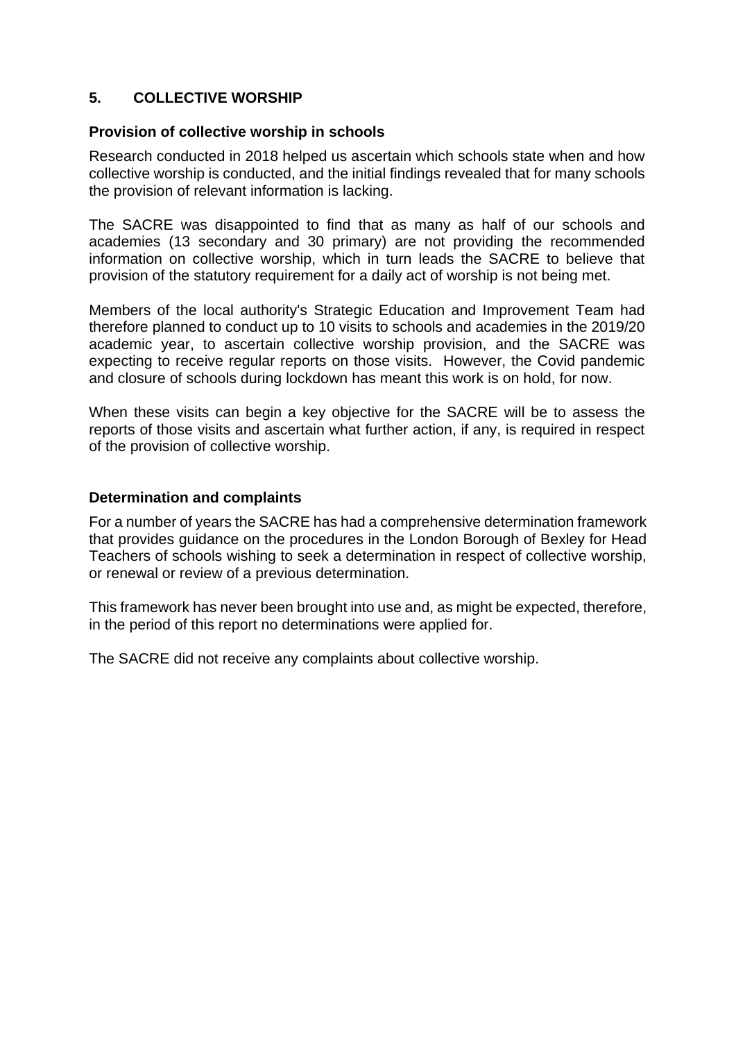## 5. COLLECTIVE WORSHIP

### Provision of collective worship in schools

Research conducted in 2018 helped us ascertain which schools state when and how collective worship is conducted, and the initial findings revealed that for many schools the provision of relevant information is lacking.

The SACRE was disappointed to find that as many as half of our schools and academies (13 secondary and 30 primary) are not providing the recommended information on collective worship, which in turn leads the SACRE to believe that provision of the statutory requirement for a daily act of worship is not being met.

Members of the local authority's Strategic Education and Improvement Team had therefore planned to conduct up to 10 visits to schools and academies in the 2019/20 academic year, to ascertain collective worship provision, and the SACRE was expecting to receive regular reports on those visits. However, the Covid pandemic and closure of schools during lockdown has meant this work is on hold, for now.

When these visits can begin a key objective for the SACRE will be to assess the reports of those visits and ascertain what further action, if any, is required in respect of the provision of collective worship.

### Determination and complaints

For a number of years the SACRE has had a comprehensive determination framework that provides guidance on the procedures in the London Borough of Bexley for Head Teachers of schools wishing to seek a determination in respect of collective worship, or renewal or review of a previous determination.

This framework has never been brought into use and, as might be expected, therefore, in the period of this report no determinations were applied for.

The SACRE did not receive any complaints about collective worship.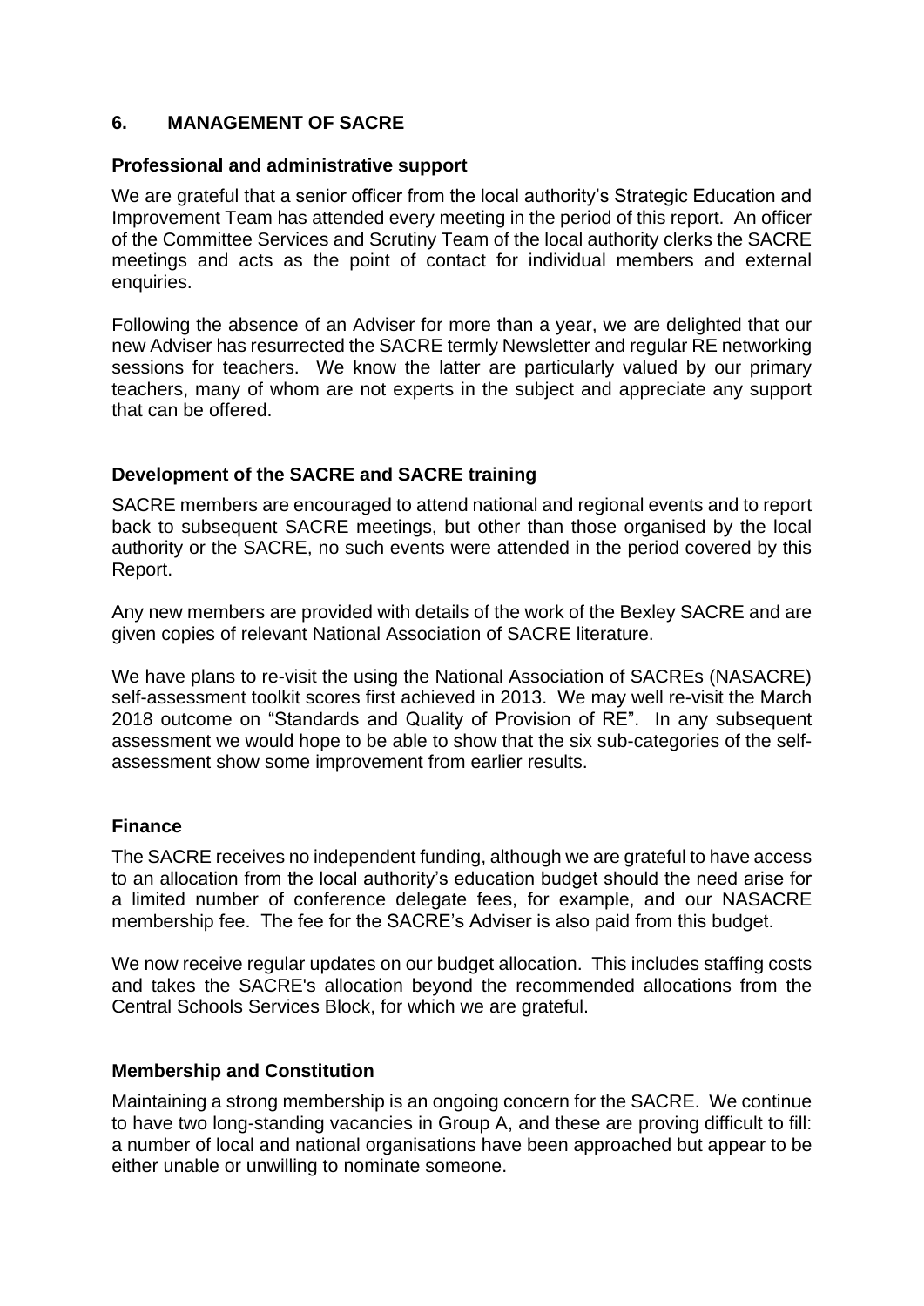## 6. MANAGEMENT OF SACRE

### Professional and administrative support

We are grateful that a senior officer from the local authority's Strategic Education and Improvement Team has attended every meeting in the period of this report. An officer of the Committee Services and Scrutiny Team of the local authority clerks the SACRE meetings and acts as the point of contact for individual members and external enquiries.

Following the absence of an Adviser for more than a year, we are delighted that our new Adviser has resurrected the SACRE termly Newsletter and regular RE networking sessions for teachers. We know the latter are particularly valued by our primary teachers, many of whom are not experts in the subject and appreciate any support that can be offered.

### Development of the SACRE and SACRE training

SACRE members are encouraged to attend national and regional events and to report back to subsequent SACRE meetings, but other than those organised by the local authority or the SACRE, no such events were attended in the period covered by this Report.

Any new members are provided with details of the work of the Bexley SACRE and are given copies of relevant National Association of SACRE literature.

We have plans to re-visit the using the National Association of SACREs (NASACRE) self-assessment toolkit scores first achieved in 2013. We may well re-visit the March 2018 outcome on "Standards and Quality of Provision of RE". In any subsequent assessment we would hope to be able to show that the six sub-categories of the self-assessment show some improvement from earlier results.

### Finance

The SACRE receives no independent funding, although we are grateful to have access to an allocation from the local authority's education budget should the need arise for a limited number of conference delegate fees, for example, and our NASACRE membership fee. The fee for the SACRE's Adviser is also paid from this budget.

We now receive regular updates on our budget allocation. This includes staffing costs and takes the SACRE's allocation beyond the recommended allocations from the Central Schools Services Block, for which we are grateful.

### Membership and Constitution

Maintaining a strong membership is an ongoing concern for the SACRE. We continue to have two long-standing vacancies in Group A, and these are proving difficult to fill: a number of local and national organisations have been approached but appear to be either unable or unwilling to nominate someone.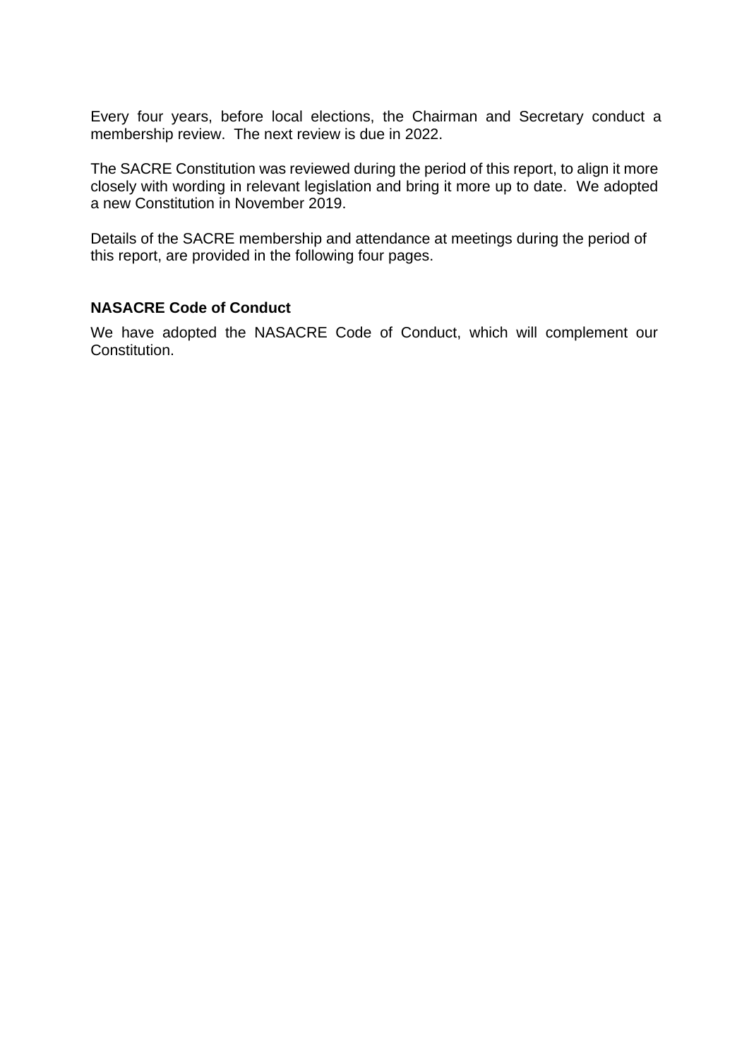Every four years, before local elections, the Chairman and Secretary conduct a membership review. The next review is due in 2022.

The SACRE Constitution was reviewed during the period of this report, to align it more closely with wording in relevant legislation and bring it more up to date. We adopted a new Constitution in November 2019.

Details of the SACRE membership and attendance at meetings during the period of this report, are provided in the following four pages.

**NASACRE Code of Conduct**

We have adopted the NASACRE Code of Conduct, which will complement our Constitution.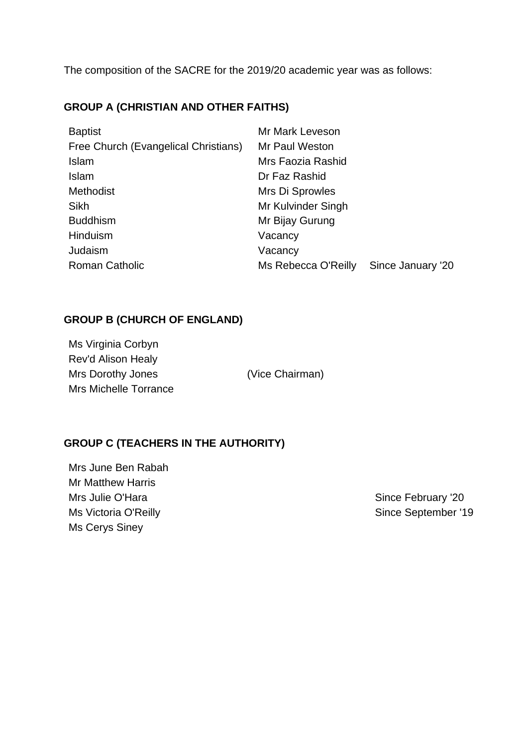The composition of the SACRE for the 2019/20 academic year was as follows:

**GROUP A (CHRISTIAN AND OTHER FAITHS)**

| | | |
|---|---|---|
| Baptist | Mr Mark Leveson | |
| Free Church (Evangelical Christians) | Mr Paul Weston | |
| Islam | Mrs Faozia Rashid | |
| Islam | Dr Faz Rashid | |
| Methodist | Mrs Di Sprowles | |
| Sikh | Mr Kulvinder Singh | |
| Buddhism | Mr Bijay Gurung | |
| Hinduism | Vacancy | |
| Judaism | Vacancy | |
| Roman Catholic | Ms Rebecca O'Reilly | Since January '20 |

**GROUP B (CHURCH OF ENGLAND)**

| | |
|---|---|
| Ms Virginia Corbyn | |
| Rev'd Alison Healy | |
| Mrs Dorothy Jones | (Vice Chairman) |
| Mrs Michelle Torrance | |

**GROUP C (TEACHERS IN THE AUTHORITY)**

| | |
|---|---|
| Mrs June Ben Rabah | |
| Mr Matthew Harris | |
| Mrs Julie O'Hara | Since February '20 |
| Ms Victoria O'Reilly | Since September '19 |
| Ms Cerys Siney | |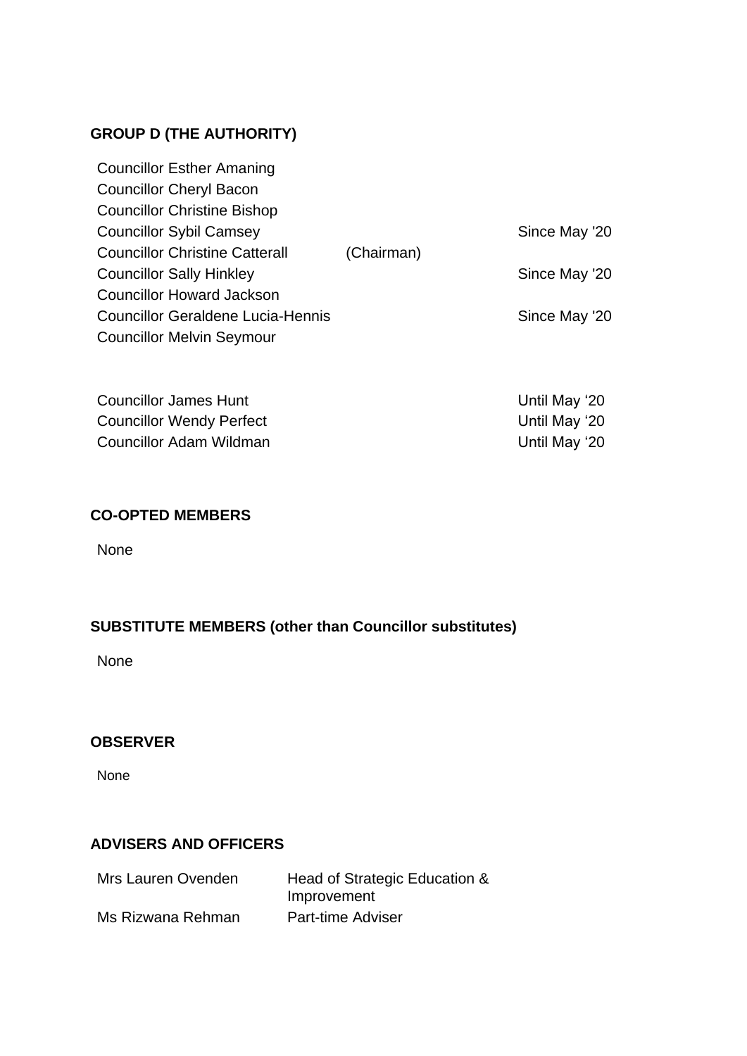**GROUP D (THE AUTHORITY)**

| | | |
|---|---|---|
| Councillor Esther Amaning | | |
| Councillor Cheryl Bacon | | |
| Councillor Christine Bishop | | |
| Councillor Sybil Camsey | | Since May '20 |
| Councillor Christine Catterall | (Chairman) | |
| Councillor Sally Hinkley | | Since May '20 |
| Councillor Howard Jackson | | |
| Councillor Geraldene Lucia-Hennis | | Since May '20 |
| Councillor Melvin Seymour | | |
| | | |
| Councillor James Hunt | | Until May '20 |
| Councillor Wendy Perfect | | Until May '20 |
| Councillor Adam Wildman | | Until May '20 |

**CO-OPTED MEMBERS**

None

**SUBSTITUTE MEMBERS (other than Councillor substitutes)**

None

**OBSERVER**

None

**ADVISERS AND OFFICERS**

| | |
|---|---|
| Mrs Lauren Ovenden | Head of Strategic Education & Improvement |
| Ms Rizwana Rehman | Part-time Adviser |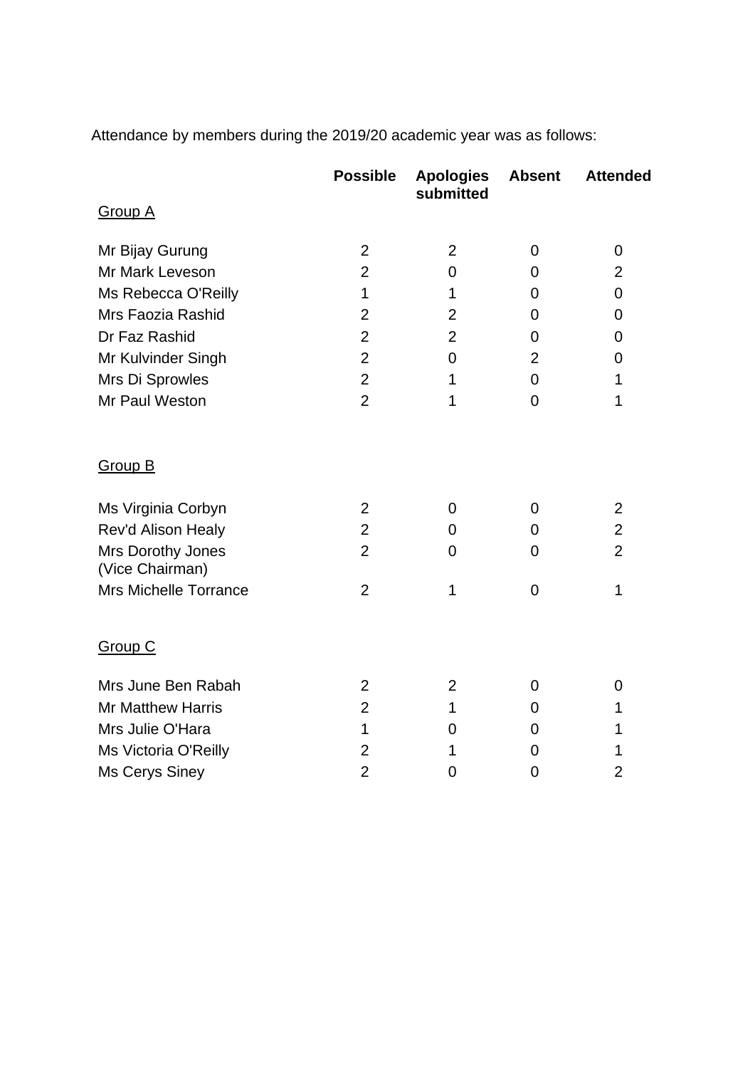Attendance by members during the 2019/20 academic year was as follows:

| | Possible | Apologies submitted | Absent | Attended |
|---|---|---|---|---|
| Group A | | | | |
| Mr Bijay Gurung | 2 | 2 | 0 | 0 |
| Mr Mark Leveson | 2 | 0 | 0 | 2 |
| Ms Rebecca O'Reilly | 1 | 1 | 0 | 0 |
| Mrs Faozia Rashid | 2 | 2 | 0 | 0 |
| Dr Faz Rashid | 2 | 2 | 0 | 0 |
| Mr Kulvinder Singh | 2 | 0 | 2 | 0 |
| Mrs Di Sprowles | 2 | 1 | 0 | 1 |
| Mr Paul Weston | 2 | 1 | 0 | 1 |
| Group B | | | | |
| Ms Virginia Corbyn | 2 | 0 | 0 | 2 |
| Rev'd Alison Healy | 2 | 0 | 0 | 2 |
| Mrs Dorothy Jones (Vice Chairman) | 2 | 0 | 0 | 2 |
| Mrs Michelle Torrance | 2 | 1 | 0 | 1 |
| Group C | | | | |
| Mrs June Ben Rabah | 2 | 2 | 0 | 0 |
| Mr Matthew Harris | 2 | 1 | 0 | 1 |
| Mrs Julie O'Hara | 1 | 0 | 0 | 1 |
| Ms Victoria O'Reilly | 2 | 1 | 0 | 1 |
| Ms Cerys Siney | 2 | 0 | 0 | 2 |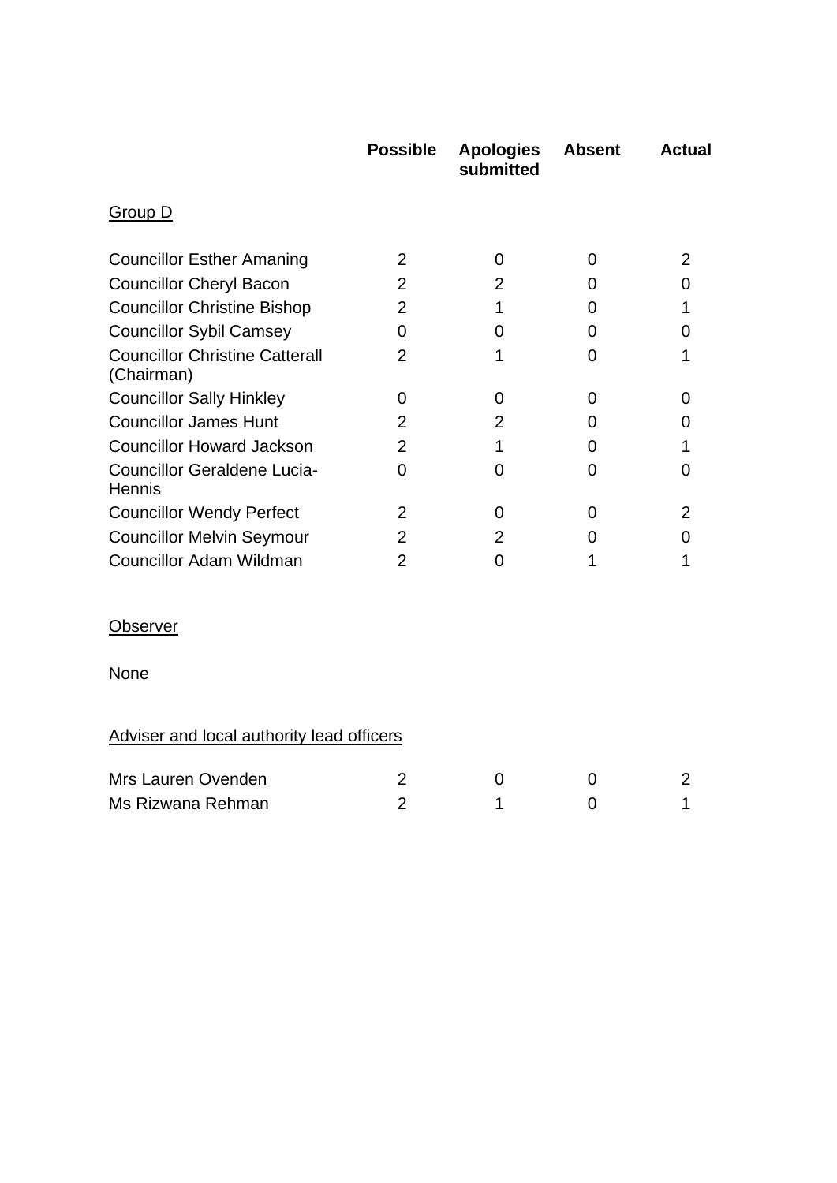| | Possible | Apologies submitted | Absent | Actual |
|---|---|---|---|---|
| <u>Group D</u> | | | | |
| Councillor Esther Amaning | 2 | 0 | 0 | 2 |
| Councillor Cheryl Bacon | 2 | 2 | 0 | 0 |
| Councillor Christine Bishop | 2 | 1 | 0 | 1 |
| Councillor Sybil Camsey | 0 | 0 | 0 | 0 |
| Councillor Christine Catterall (Chairman) | 2 | 1 | 0 | 1 |
| Councillor Sally Hinkley | 0 | 0 | 0 | 0 |
| Councillor James Hunt | 2 | 2 | 0 | 0 |
| Councillor Howard Jackson | 2 | 1 | 0 | 1 |
| Councillor Geraldene Lucia-Hennis | 0 | 0 | 0 | 0 |
| Councillor Wendy Perfect | 2 | 0 | 0 | 2 |
| Councillor Melvin Seymour | 2 | 2 | 0 | 0 |
| Councillor Adam Wildman | 2 | 0 | 1 | 1 |

<u>Observer</u>

None

<u>Adviser and local authority lead officers</u>

| | Possible | Apologies submitted | Absent | Actual |
|---|---|---|---|---|
| Mrs Lauren Ovenden | 2 | 0 | 0 | 2 |
| Ms Rizwana Rehman | 2 | 1 | 0 | 1 |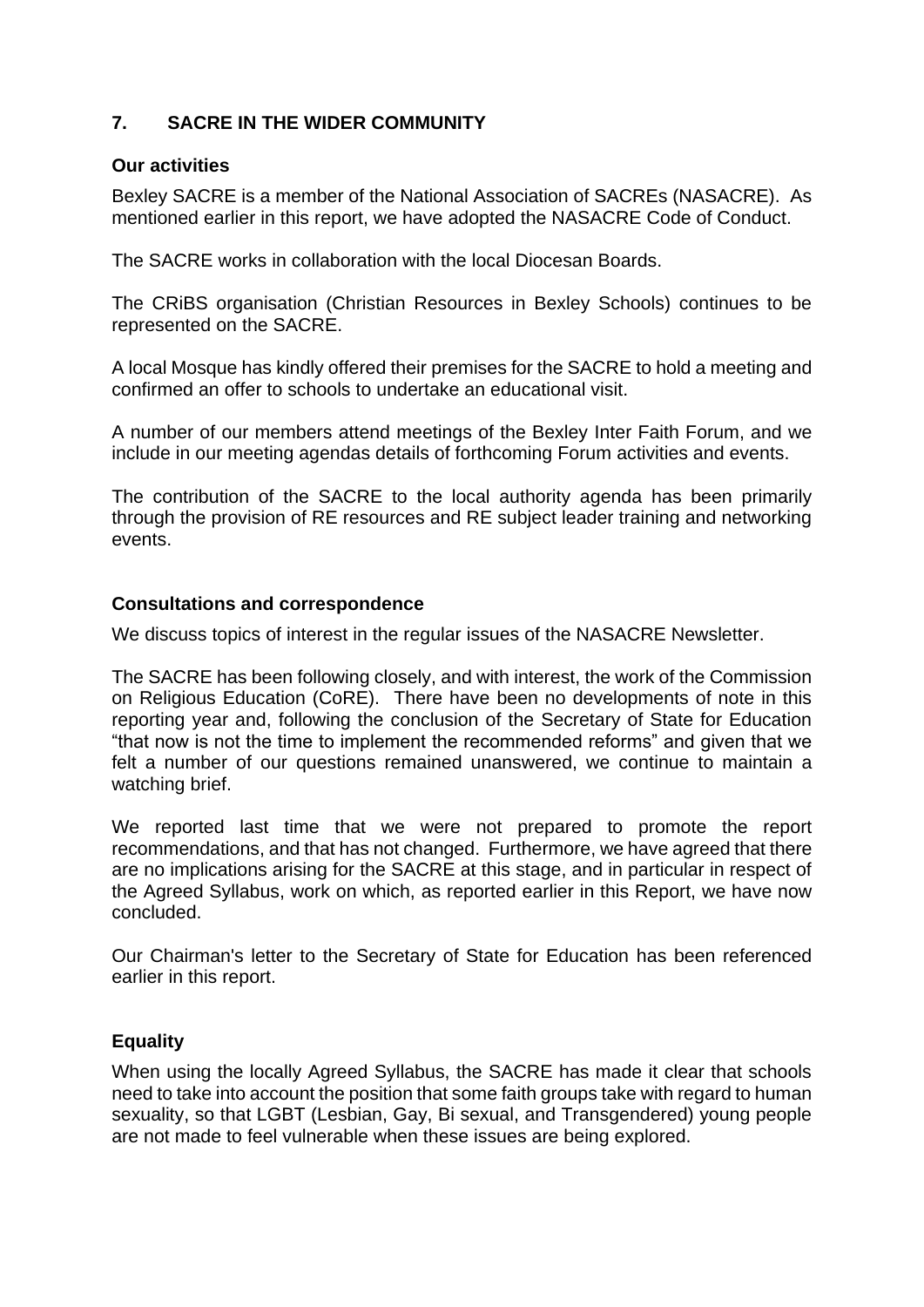## 7. SACRE IN THE WIDER COMMUNITY

### Our activities

Bexley SACRE is a member of the National Association of SACREs (NASACRE). As mentioned earlier in this report, we have adopted the NASACRE Code of Conduct.

The SACRE works in collaboration with the local Diocesan Boards.

The CRiBS organisation (Christian Resources in Bexley Schools) continues to be represented on the SACRE.

A local Mosque has kindly offered their premises for the SACRE to hold a meeting and confirmed an offer to schools to undertake an educational visit.

A number of our members attend meetings of the Bexley Inter Faith Forum, and we include in our meeting agendas details of forthcoming Forum activities and events.

The contribution of the SACRE to the local authority agenda has been primarily through the provision of RE resources and RE subject leader training and networking events.

### Consultations and correspondence

We discuss topics of interest in the regular issues of the NASACRE Newsletter.

The SACRE has been following closely, and with interest, the work of the Commission on Religious Education (CoRE). There have been no developments of note in this reporting year and, following the conclusion of the Secretary of State for Education "that now is not the time to implement the recommended reforms" and given that we felt a number of our questions remained unanswered, we continue to maintain a watching brief.

We reported last time that we were not prepared to promote the report recommendations, and that has not changed. Furthermore, we have agreed that there are no implications arising for the SACRE at this stage, and in particular in respect of the Agreed Syllabus, work on which, as reported earlier in this Report, we have now concluded.

Our Chairman's letter to the Secretary of State for Education has been referenced earlier in this report.

### Equality

When using the locally Agreed Syllabus, the SACRE has made it clear that schools need to take into account the position that some faith groups take with regard to human sexuality, so that LGBT (Lesbian, Gay, Bi sexual, and Transgendered) young people are not made to feel vulnerable when these issues are being explored.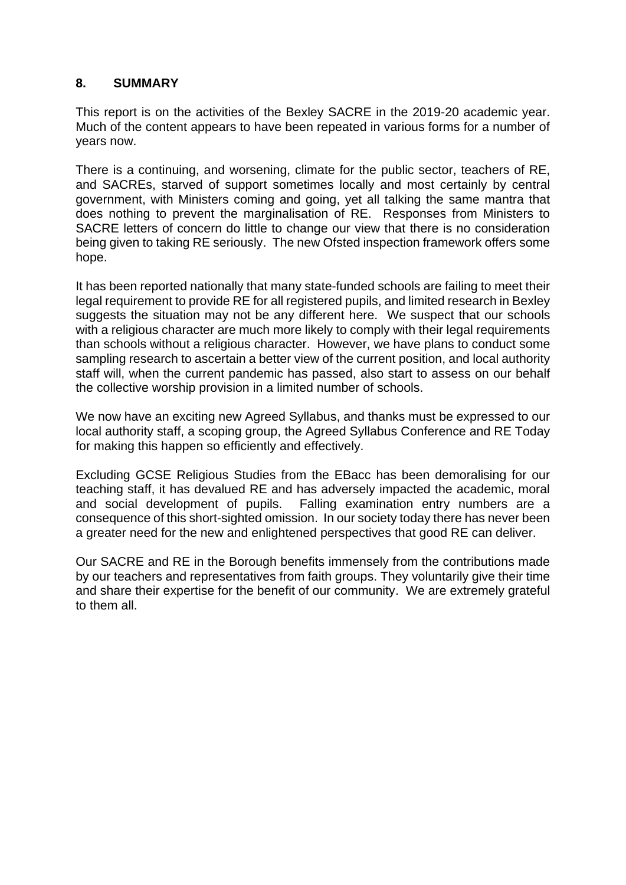## 8. SUMMARY

This report is on the activities of the Bexley SACRE in the 2019-20 academic year. Much of the content appears to have been repeated in various forms for a number of years now.

There is a continuing, and worsening, climate for the public sector, teachers of RE, and SACREs, starved of support sometimes locally and most certainly by central government, with Ministers coming and going, yet all talking the same mantra that does nothing to prevent the marginalisation of RE. Responses from Ministers to SACRE letters of concern do little to change our view that there is no consideration being given to taking RE seriously. The new Ofsted inspection framework offers some hope.

It has been reported nationally that many state-funded schools are failing to meet their legal requirement to provide RE for all registered pupils, and limited research in Bexley suggests the situation may not be any different here. We suspect that our schools with a religious character are much more likely to comply with their legal requirements than schools without a religious character. However, we have plans to conduct some sampling research to ascertain a better view of the current position, and local authority staff will, when the current pandemic has passed, also start to assess on our behalf the collective worship provision in a limited number of schools.

We now have an exciting new Agreed Syllabus, and thanks must be expressed to our local authority staff, a scoping group, the Agreed Syllabus Conference and RE Today for making this happen so efficiently and effectively.

Excluding GCSE Religious Studies from the EBacc has been demoralising for our teaching staff, it has devalued RE and has adversely impacted the academic, moral and social development of pupils. Falling examination entry numbers are a consequence of this short-sighted omission. In our society today there has never been a greater need for the new and enlightened perspectives that good RE can deliver.

Our SACRE and RE in the Borough benefits immensely from the contributions made by our teachers and representatives from faith groups. They voluntarily give their time and share their expertise for the benefit of our community. We are extremely grateful to them all.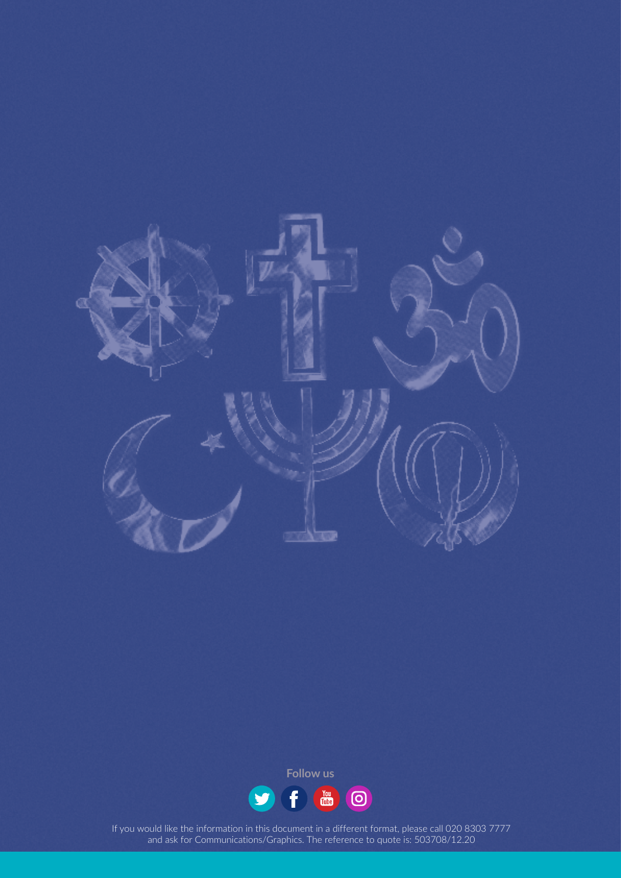Follow us

If you would like the information in this document in a different format, please call 020 8303 7777 and ask for Communications/Graphics. The reference to quote is: 503708/12.20